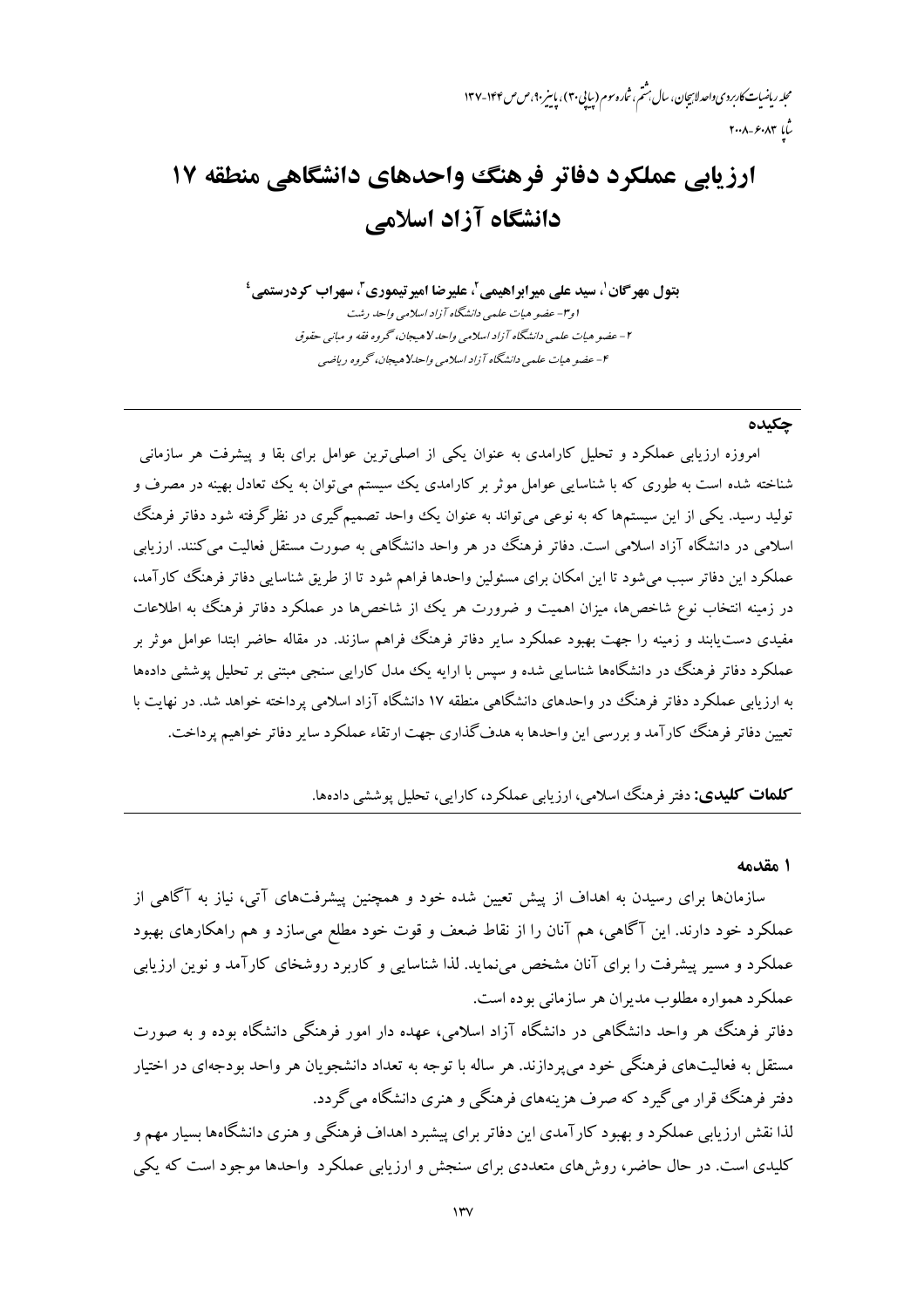# ارزیابی عملکرد دفاتر فرهنگ واحدهای دانشگاهی منطقه ۱۷ دانشگاه آزاد اسلامی

**بتول مهرگان[1]، سید علی میرابراهیمی[2]، علیرضا امیرتیموری[3]، سهراب کردرستمی[4]**

*۱و۳- عضو هیات علمی دانشگاه آزاد اسلامی واحد رشت*

*۲- عضو هیات علمی دانشگاه آزاد اسلامی واحد لاهیجان، گروه فقه و مبانی حقوق*

*۴- عضو هیات علمی دانشگاه آزاد اسلامی واحدلاهیجان، گروه ریاضی*

## چکیده

امروزه ارزیابی عملکرد و تحلیل کارامدی به عنوان یکی از اصلی‌ترین عوامل برای بقا و پیشرفت هر سازمانی شناخته شده است به طوری که با شناسایی عوامل موثر بر کارامدی یک سیستم می‌توان به یک تعادل بهینه در مصرف و تولید رسید. یکی از این سیستم‌ها که به نوعی می‌تواند به عنوان یک واحد تصمیم‌گیری در نظرگرفته شود دفاتر فرهنگ اسلامی در دانشگاه آزاد اسلامی است. دفاتر فرهنگ در هر واحد دانشگاهی به صورت مستقل فعالیت می‌کنند. ارزیابی عملکرد این دفاتر سبب می‌شود تا این امکان برای مسئولین واحدها فراهم شود تا از طریق شناسایی دفاتر فرهنگ کارآمد، در زمینه انتخاب نوع شاخص‌ها، میزان اهمیت و ضرورت هر یک از شاخص‌ها در عملکرد دفاتر فرهنگ به اطلاعات مفیدی دست‌یابند و زمینه را جهت بهبود عملکرد سایر دفاتر فرهنگ فراهم سازند. در مقاله حاضر ابتدا عوامل موثر بر عملکرد دفاتر فرهنگ در دانشگاه‌ها شناسایی شده و سپس با ارایه یک مدل کارایی سنجی مبتنی بر تحلیل پوششی داده‌ها به ارزیابی عملکرد دفاتر فرهنگ در واحدهای دانشگاهی منطقه ۱۷ دانشگاه آزاد اسلامی پرداخته خواهد شد. در نهایت با تعیین دفاتر فرهنگ کارآمد و بررسی این واحدها به هدف‌گذاری جهت ارتقاء عملکرد سایر دفاتر خواهیم پرداخت.

**کلمات کلیدی:** دفتر فرهنگ اسلامی، ارزیابی عملکرد، کارایی، تحلیل پوششی داده‌ها.

## ۱ مقدمه

سازمان‌ها برای رسیدن به اهداف از پیش تعیین شده خود و همچنین پیشرفت‌های آتی، نیاز به آگاهی از عملکرد خود دارند. این آگاهی، هم آنان را از نقاط ضعف و قوت خود مطلع می‌سازد و هم راهکارهای بهبود عملکرد و مسیر پیشرفت را برای آنان مشخص می‌نماید. لذا شناسایی و کاربرد روشخای کارآمد و نوین ارزیابی عملکرد همواره مطلوب مدیران هر سازمانی بوده است.

دفاتر فرهنگ هر واحد دانشگاهی در دانشگاه آزاد اسلامی، عهده دار امور فرهنگی دانشگاه بوده و به صورت مستقل به فعالیت‌های فرهنگی خود می‌پردازند. هر ساله با توجه به تعداد دانشجویان هر واحد بودجه‌ای در اختیار دفتر فرهنگ قرار می‌گیرد که صرف هزینه‌های فرهنگی و هنری دانشگاه می‌گردد.

لذا نقش ارزیابی عملکرد و بهبود کارآمدی این دفاتر برای پیشبرد اهداف فرهنگی و هنری دانشگاه‌ها بسیار مهم و کلیدی است. در حال حاضر، روش‌های متعددی برای سنجش و ارزیابی عملکرد واحدها موجود است که یکی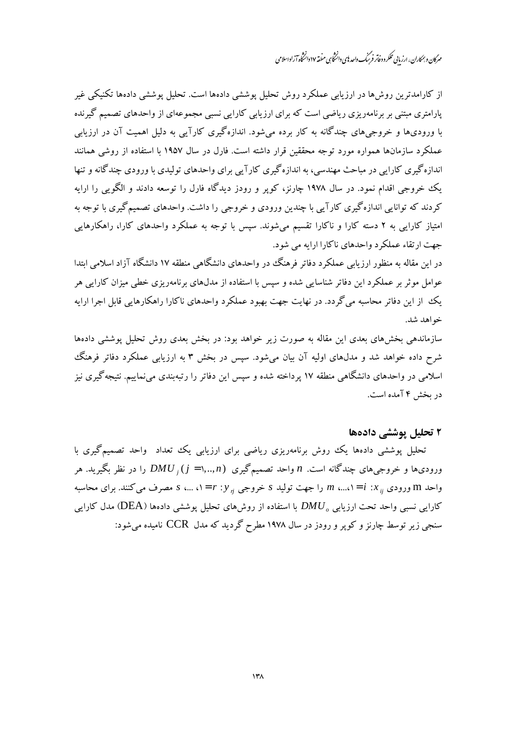از کارامدترین روش‌ها در ارزیابی عملکرد روش تحلیل پوششی داده‌ها است. تحلیل پوششی داده‌ها تکنیکی غیر پارامتری مبتنی بر برنامه‌ریزی ریاضی است که برای ارزیابی کارایی نسبی مجموعه‌ای از واحدهای تصمیم گیرنده با ورودی‌ها و خروجی‌های چندگانه به کار برده می‌شود. اندازه‌گیری کارآیی به دلیل اهمیت آن در ارزیابی عملکرد سازمان‌ها همواره مورد توجه محققین قرار داشته است. فارل در سال ۱۹۵۷ با استفاده از روشی همانند اندازه‌گیری کارایی در مباحث مهندسی، به اندازه‌گیری کارآیی برای واحدهای تولیدی با ورودی چندگانه و تنها یک خروجی اقدام نمود. در سال ۱۹۷۸ چارنز، کوپر و رودز دیدگاه فارل را توسعه دادند و الگویی را ارایه کردند که توانایی اندازه‌گیری کارآیی با چندین ورودی و خروجی را داشت. واحدهای تصمیم‌گیری با توجه به امتیاز کارایی به ۲ دسته کارا و ناکارا تقسیم می‌شوند. سپس با توجه به عملکرد واحدهای کارا، راهکارهایی جهت ارتقاء عملکرد واحدهای ناکارا ارایه می شود.

در این مقاله به منظور ارزیابی عملکرد دفاتر فرهنگ در واحدهای دانشگاهی منطقه ۱۷ دانشگاه آزاد اسلامی ابتدا عوامل موثر بر عملکرد این دفاتر شناسایی شده و سپس با استفاده از مدل‌های برنامه‌ریزی خطی میزان کارایی هر یک از این دفاتر محاسبه می‌گردد. در نهایت جهت بهبود عملکرد واحدهای ناکارا راهکارهایی قابل اجرا ارایه خواهد شد.

سازماندهی بخش‌های بعدی این مقاله به صورت زیر خواهد بود: در بخش بعدی روش تحلیل پوششی داده‌ها شرح داده خواهد شد و مدل‌های اولیه آن بیان می‌شود. سپس در بخش ۳ به ارزیابی عملکرد دفاتر فرهنگ اسلامی در واحدهای دانشگاهی منطقه ۱۷ پرداخته شده و سپس این دفاتر را رتبه‌بندی می‌نماییم. نتیجه‌گیری نیز در بخش ۴ آمده است.

## ۲ تحلیل پوششی داده‌ها

تحلیل پوششی داده‌ها یک روش برنامه‌ریزی ریاضی برای ارزیابی یک تعداد واحد تصمیم‌گیری با ورودی‌ها و خروجی‌های چندگانه است. $n$ واحد تصمیم‌گیری $DMU_j \,(j=1,..,n)$ را در نظر بگیرید. هر واحد m ورودی $x_{ij}$: $i=1,...,m$ را جهت تولید $s$ خروجی $y_{rj}$: $r=1,...,s$ مصرف می‌کنند. برای محاسبه کارایی نسبی واحد تحت ارزیابی $DMU_o$ با استفاده از روش‌های تحلیل پوششی داده‌ها (DEA) مدل کارایی سنجی زیر توسط چارنز و کوپر و رودز در سال ۱۹۷۸ مطرح گردید که مدل CCR نامیده می‌شود: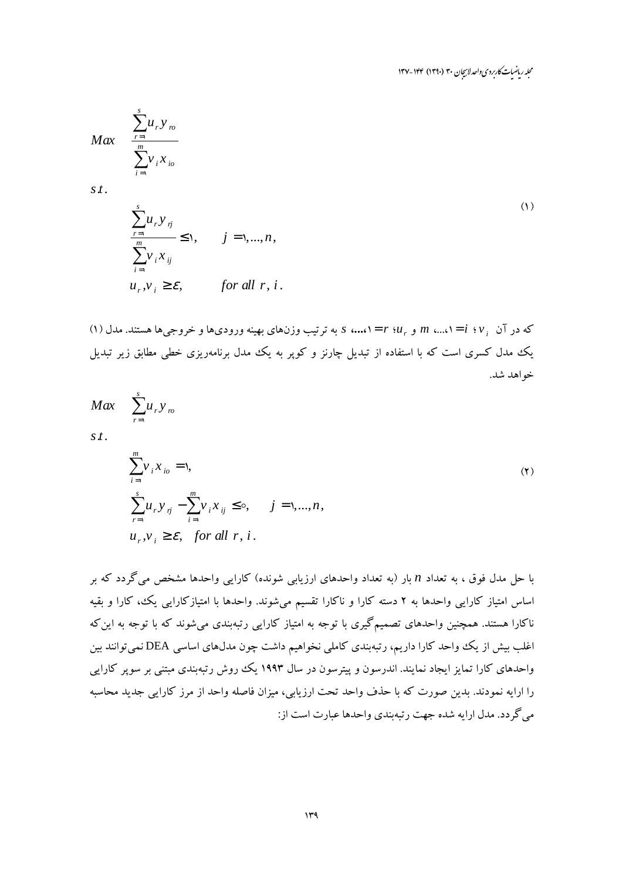$$
\begin{aligned}
& Max \quad \frac{\sum_{r=1}^{s} u_r y_{ro}}{\sum_{i=1}^{m} v_i x_{io}} \\
& s.t. \\
& \qquad \frac{\sum_{r=1}^{s} u_r y_{rj}}{\sum_{i=1}^{m} v_i x_{ij}} \leq 1, \qquad j = 1, \ldots, n, \\
& \qquad u_r, v_i \geq \varepsilon, \qquad for\ all\ r, i.
\end{aligned} \tag{1}
$$

که در آن $v_i$ ؛ $i=1,\ldots,m$ و $u_r$ ؛ $r=1,\ldots,s$ به ترتیب وزن‌های بهینه ورودی‌ها و خروجی‌ها هستند. مدل (۱) یک مدل کسری است که با استفاده از تبدیل چارنز و کوپر به یک مدل برنامه‌ریزی خطی مطابق زیر تبدیل خواهد شد.

$$
\begin{aligned}
& Max \quad \sum_{r=1}^{s} u_r y_{ro} \\
& s.t. \\
& \qquad \sum_{i=1}^{m} v_i x_{io} = 1, \\
& \qquad \sum_{r=1}^{s} u_r y_{rj} - \sum_{i=1}^{m} v_i x_{ij} \leq 0, \qquad j = 1, \ldots, n, \\
& \qquad u_r, v_i \geq \varepsilon, \quad for\ all\ r, i.
\end{aligned} \tag{2}
$$

با حل مدل فوق ، به تعداد $n$ بار (به تعداد واحدهای ارزیابی شونده) کارایی واحدها مشخص می‌گردد که بر اساس امتیاز کارایی واحدها به ۲ دسته کارا و ناکارا تقسیم می‌شوند. واحدها با امتیازکارایی یک، کارا و بقیه ناکارا هستند. همچنین واحدهای تصمیم‌گیری با توجه به امتیاز کارایی رتبه‌بندی می‌شوند که با توجه به این‌که اغلب بیش از یک واحد کارا داریم، رتبه‌بندی کاملی نخواهیم داشت چون مدل‌های اساسی DEA نمی‌توانند بین واحدهای کارا تمایز ایجاد نمایند. اندرسون و پیترسون در سال ۱۹۹۳ یک روش رتبه‌بندی مبتنی بر سوپر کارایی را ارایه نمودند. بدین صورت که با حذف واحد تحت ارزیابی، میزان فاصله واحد از مرز کارایی جدید محاسبه می‌گردد. مدل ارایه شده جهت رتبه‌بندی واحدها عبارت است از: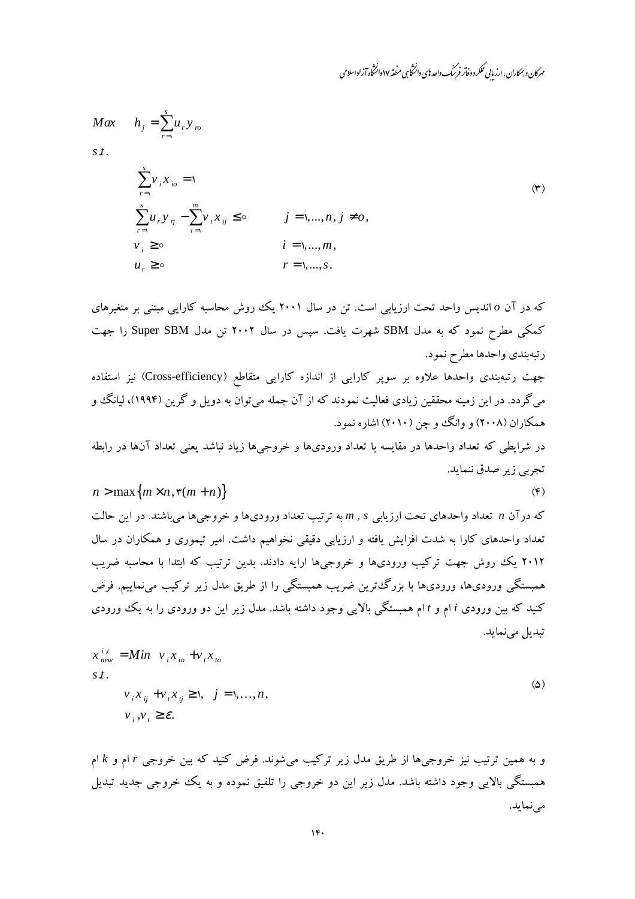$$
\begin{aligned}
Max \quad & h_j = \sum_{r=1}^{s} u_r y_{ro} \\
s.t. \quad & \\
& \sum_{r=1}^{s} v_i x_{io} = 1 \\
& \sum_{r=1}^{s} u_r y_{rj} - \sum_{i=1}^{m} v_i x_{ij} \leq 0 \qquad j = 1,...,n,\ j \neq o, \\
& v_i \geq 0 \qquad i = 1,...,m, \\
& u_r \geq 0 \qquad r = 1,...,s.
\end{aligned}
\tag{3}
$$

که در آن $o$ اندیس واحد تحت ارزیابی است. تن در سال ۲۰۰۱ یک روش محاسبه کارایی مبتنی بر متغیرهای کمکی مطرح نمود که به مدل SBM شهرت یافت. سپس در سال ۲۰۰۲ تن مدل Super SBM را جهت رتبه‌بندی واحدها مطرح نمود.

جهت رتبه‌بندی واحدها علاوه بر سوپر کارایی از اندازه کارایی متقاطع (Cross-efficiency) نیز استفاده می‌گردد. در این زمینه محققین زیادی فعالیت نمودند که از آن جمله می‌توان به دویل و گرین (۱۹۹۴)، لیانگ و همکاران (۲۰۰۸) و وانگ و چن (۲۰۱۰) اشاره نمود.

در شرایطی که تعداد واحدها در مقایسه با تعداد ورودی‌ها و خروجی‌ها زیاد نباشد یعنی تعداد آن‌ها در رابطه تجربی زیر صدق ننماید.

$$
n > \max\{m \times n, 3(m+n)\}
\tag{4}
$$

که درآن $n$ تعداد واحدهای تحت ارزیابی $m$ , $s$ به ترتیب تعداد ورودی‌ها و خروجی‌ها می‌باشند. در این حالت تعداد واحدهای کارا به شدت افزایش یافته و ارزیابی دقیقی نخواهیم داشت. امیر تیموری و همکاران در سال ۲۰۱۲ یک روش جهت ترکیب ورودی‌ها و خروجی‌ها ارایه دادند. بدین ترتیب که ابتدا با محاسبه ضریب همبستگی ورودی‌ها، ورودی‌ها با بزرگ‌ترین ضریب همبستگی را از طریق مدل زیر ترکیب می‌نماییم. فرض کنید که بین ورودی $i$ ام و $t$ ام همبستگی بالایی وجود داشته باشد. مدل زیر این دو ورودی را به یک ورودی تبدیل می‌نماید.

$$
\begin{aligned}
x_{new}^{i,t} = & Min \ \ v_i x_{io} + v_t x_{to} \\
s.t. \quad & \\
& v_i x_{ij} + v_t x_{tj} \geq 1, \quad j = 1,\ldots,n, \\
& v_i, v_t \geq \varepsilon.
\end{aligned}
\tag{5}
$$

و به همین ترتیب نیز خروجی‌ها از طریق مدل زیر ترکیب می‌شوند. فرض کنید که بین خروجی $r$ ام و $k$ ام همبستگی بالایی وجود داشته باشد. مدل زیر این دو خروجی را تلفیق نموده و به یک خروجی جدید تبدیل می‌نماید.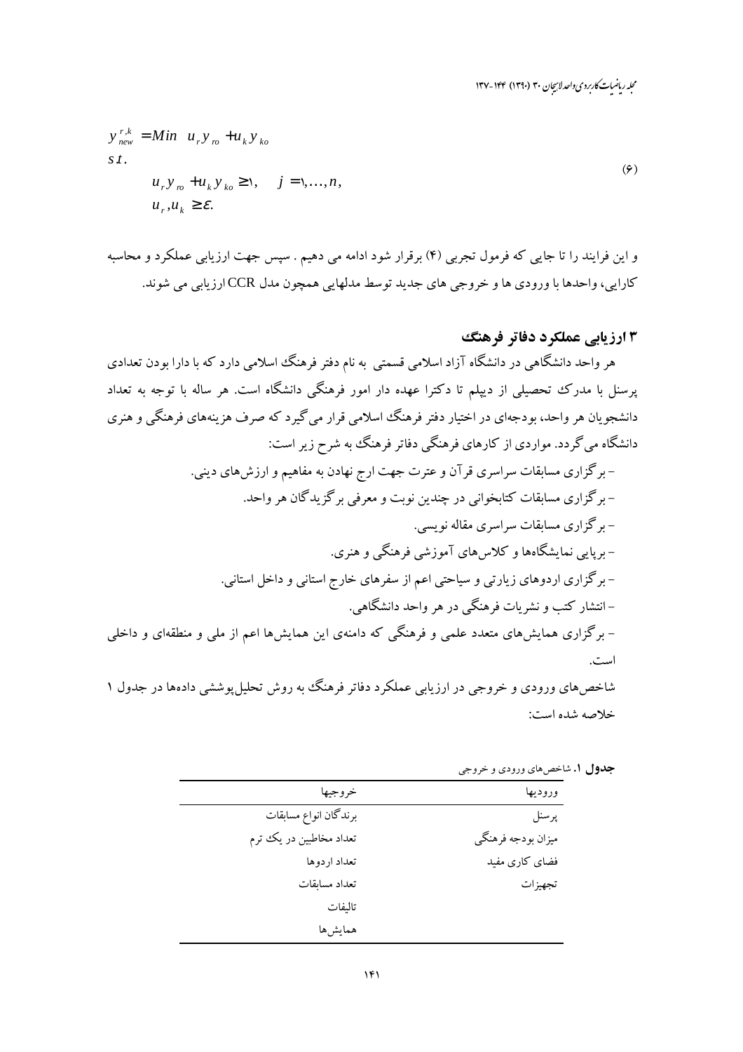$$
\begin{aligned}
y_{new}^{r,k} &= Min \quad u_r y_{ro} + u_k y_{ko} \\
s.t. & \\
& u_r y_{ro} + u_k y_{ko} \geq 1, \quad j = 1, \ldots, n, \\
& u_r, u_k \geq \varepsilon.
\end{aligned} \tag{۶}
$$

و این فرایند را تا جایی که فرمول تجربی (۴) برقرار شود ادامه می دهیم . سپس جهت ارزیابی عملکرد و محاسبه کارایی، واحدها با ورودی ها و خروجی های جدید توسط مدلهایی همچون مدل CCR ارزیابی می شوند.

## ۳ ارزیابی عملکرد دفاتر فرهنگ

هر واحد دانشگاهی در دانشگاه آزاد اسلامی قسمتی به نام دفتر فرهنگ اسلامی دارد که با دارا بودن تعدادی پرسنل با مدرک تحصیلی از دیپلم تا دکترا عهده دار امور فرهنگی دانشگاه است. هر ساله با توجه به تعداد دانشجویان هر واحد، بودجه‌ای در اختیار دفتر فرهنگ اسلامی قرار می‌گیرد که صرف هزینه‌های فرهنگی و هنری دانشگاه می‌گردد. مواردی از کارهای فرهنگی دفاتر فرهنگ به شرح زیر است:

- برگزاری مسابقات سراسری قرآن و عترت جهت ارج نهادن به مفاهیم و ارزش‌های دینی.
- برگزاری مسابقات کتابخوانی در چندین نوبت و معرفی برگزیدگان هر واحد.
- برگزاری مسابقات سراسری مقاله نویسی.
- برپایی نمایشگاه‌ها و کلاس‌های آموزشی فرهنگی و هنری.
- برگزاری اردوهای زیارتی و سیاحتی اعم از سفرهای خارج استانی و داخل استانی.
- انتشار کتب و نشریات فرهنگی در هر واحد دانشگاهی.
- برگزاری همایش‌های متعدد علمی و فرهنگی که دامنه‌ی این همایش‌ها اعم از ملی و منطقه‌ای و داخلی است.

شاخص‌های ورودی و خروجی در ارزیابی عملکرد دفاتر فرهنگ به روش تحلیل‌پوششی داده‌ها در جدول ۱ خلاصه شده است:

**جدول ۱.** شاخص‌های ورودی و خروجی

| ورودیها | خروجیها |
|---|---|
| پرسنل | برندگان انواع مسابقات |
| میزان بودجه فرهنگی | تعداد مخاطبین در یک ترم |
| فضای کاری مفید | تعداد اردوها |
| تجهیزات | تعداد مسابقات |
| | تالیفات |
| | همایش‌ها |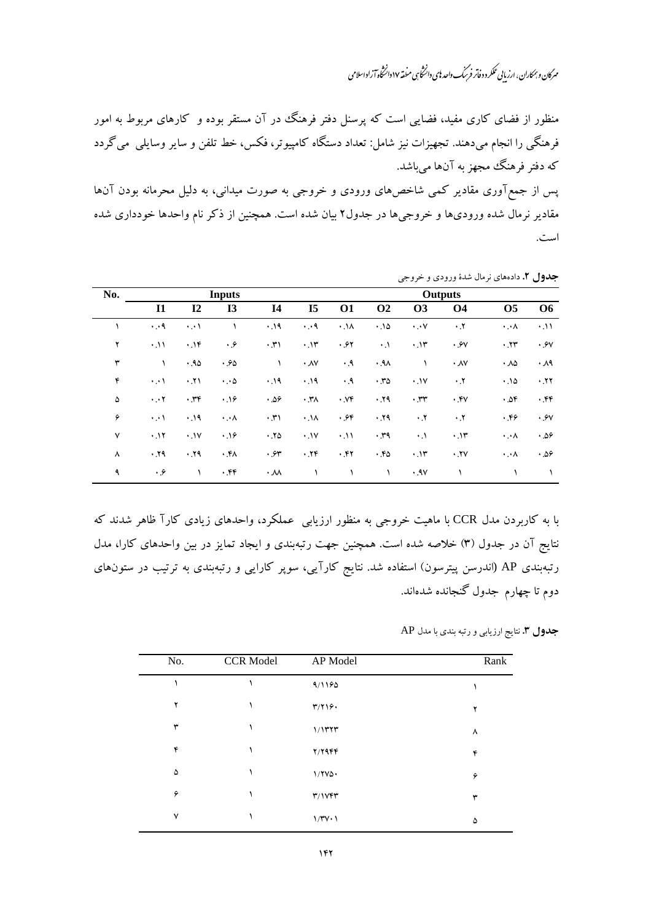منظور از فضای کاری مفید، فضایی است که پرسنل دفتر فرهنگ در آن مستقر بوده و کارهای مربوط به امور فرهنگی را انجام می‌دهند. تجهیزات نیز شامل: تعداد دستگاه کامپیوتر، فکس، خط تلفن و سایر وسایلی می‌گردد که دفتر فرهنگ مجهز به آن‌ها می‌باشد.

پس از جمع‌آوری مقادیر کمی شاخص‌های ورودی و خروجی به صورت میدانی، به دلیل محرمانه بودن آن‌ها مقادیر نرمال شده ورودی‌ها و خروجی‌ها در جدول۲ بیان شده است. همچنین از ذکر نام واحدها خودداری شده است.

**جدول ۲.** داده‌های نرمال شدۀ ورودی و خروجی

| No. | Inputs | | | | | Outputs | | | | | |
|---|---|---|---|---|---|---|---|---|---|---|---|
| | I1 | I2 | I3 | I4 | I5 | O1 | O2 | O3 | O4 | O5 | O6 |
| ۱ | ۰.۰۹ | ۰.۰۱ | ۱ | ۰.۱۹ | ۰.۰۹ | ۰.۱۸ | ۰.۱۵ | ۰.۰۷ | ۰.۲ | ۰.۰۸ | ۰.۱۱ |
| ۲ | ۰.۱۱ | ۰.۱۴ | ۰.۶ | ۰.۳۱ | ۰.۱۳ | ۰.۶۲ | ۰.۱ | ۰.۱۳ | ۰.۶۷ | ۰.۲۳ | ۰.۶۷ |
| ۳ | ۱ | ۰.۹۵ | ۰.۶۵ | ۱ | ۰.۸۷ | ۰.۹ | ۰.۹۸ | ۱ | ۰.۸۷ | ۰.۸۵ | ۰.۸۹ |
| ۴ | ۰.۰۱ | ۰.۲۱ | ۰.۰۵ | ۰.۱۹ | ۰.۱۹ | ۰.۹ | ۰.۳۵ | ۰.۱۷ | ۰.۲ | ۰.۱۵ | ۰.۲۲ |
| ۵ | ۰.۰۲ | ۰.۳۴ | ۰.۱۶ | ۰.۵۶ | ۰.۳۸ | ۰.۷۴ | ۰.۲۹ | ۰.۳۳ | ۰.۴۷ | ۰.۵۴ | ۰.۴۴ |
| ۶ | ۰.۰۱ | ۰.۱۹ | ۰.۰۸ | ۰.۳۱ | ۰.۱۸ | ۰.۶۴ | ۰.۲۹ | ۰.۲ | ۰.۲ | ۰.۴۶ | ۰.۶۷ |
| ۷ | ۰.۱۲ | ۰.۱۷ | ۰.۱۶ | ۰.۲۵ | ۰.۱۷ | ۰.۱۱ | ۰.۳۹ | ۰.۱ | ۰.۱۳ | ۰.۰۸ | ۰.۵۶ |
| ۸ | ۰.۲۹ | ۰.۲۹ | ۰.۴۸ | ۰.۶۳ | ۰.۲۴ | ۰.۴۲ | ۰.۴۵ | ۰.۱۳ | ۰.۲۷ | ۰.۰۸ | ۰.۵۶ |
| ۹ | ۰.۶ | ۱ | ۰.۴۴ | ۰.۸۸ | ۱ | ۱ | ۱ | ۰.۹۷ | ۱ | ۱ | ۱ |

با به کاربردن مدل CCR با ماهیت خروجی به منظور ارزیابی عملکرد، واحدهای زیادی کارآ ظاهر شدند که نتایج آن در جدول (۳) خلاصه شده است. همچنین جهت رتبه‌بندی و ایجاد تمایز در بین واحدهای کارا، مدل رتبه‌بندی AP (اندرسن پیترسون) استفاده شد. نتایج کارآیی، سوپر کارایی و رتبه‌بندی به ترتیب در ستون‌های دوم تا چهارم جدول گنجانده شده‌اند.

**جدول ۳.** نتایج ارزیابی و رتبه بندی با مدل AP

| No. | CCR Model | AP Model | Rank |
|---|---|---|---|
| ۱ | ۱ | ۹/۱۱۶۵ | ۱ |
| ۲ | ۱ | ۳/۲۱۶۰ | ۲ |
| ۳ | ۱ | ۱/۱۳۲۳ | ۸ |
| ۴ | ۱ | ۲/۲۹۴۴ | ۴ |
| ۵ | ۱ | ۱/۲۷۵۰ | ۶ |
| ۶ | ۱ | ۳/۱۷۴۳ | ۳ |
| ۷ | ۱ | ۱/۳۷۰۱ | ۵ |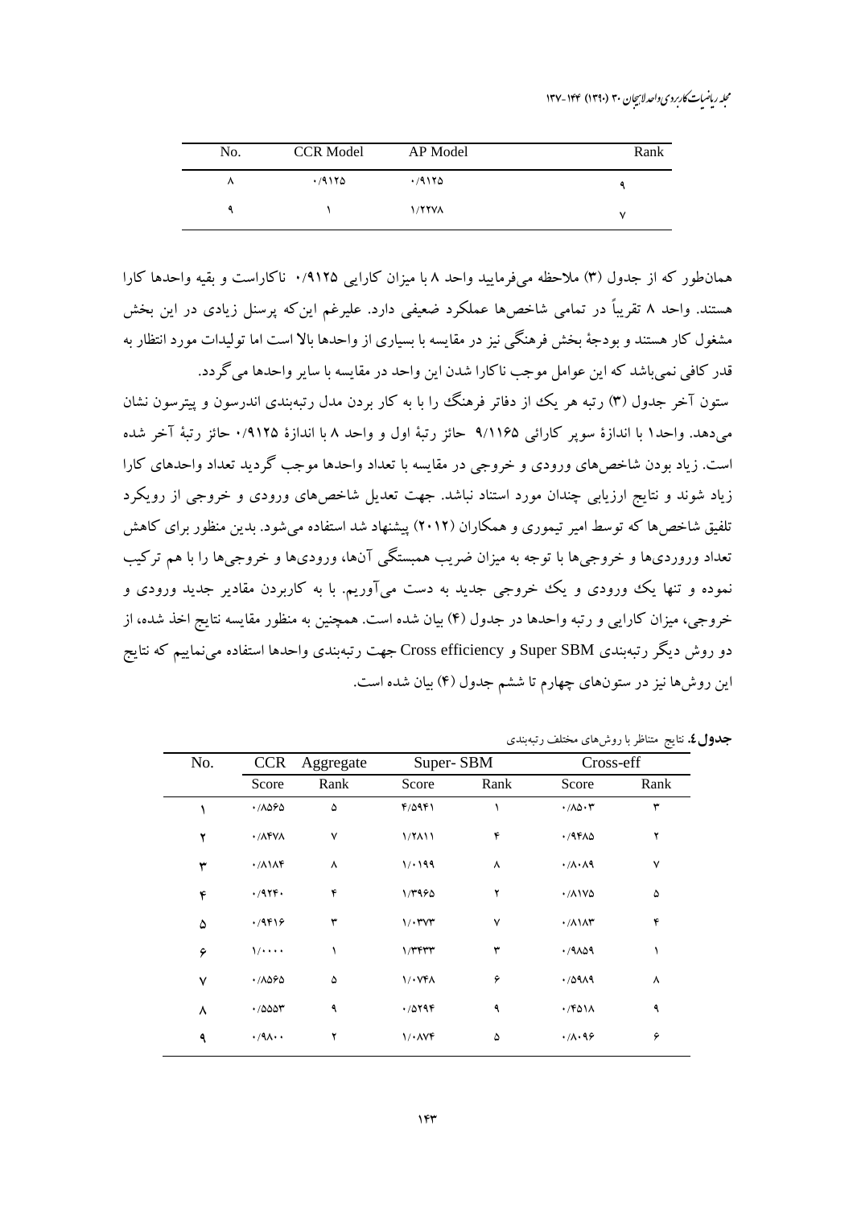| No. | CCR Model | AP Model | Rank |
|---|---|---|---|
| ۸ | ۰/۹۱۲۵ | ۰/۹۱۲۵ | ۹ |
| ۹ | ۱ | ۱/۲۲۷۸ | ۷ |

همان‌طور که از جدول (۳) ملاحظه می‌فرمایید واحد ۸ با میزان کارایی ۰/۹۱۲۵ ناکاراست و بقیه واحدها کارا هستند. واحد ۸ تقریباً در تمامی شاخص‌ها عملکرد ضعیفی دارد. علیرغم این‌که پرسنل زیادی در این بخش مشغول کار هستند و بودجهٔ بخش فرهنگی نیز در مقایسه با بسیاری از واحدها بالا است اما تولیدات مورد انتظار به قدر کافی نمی‌باشد که این عوامل موجب ناکارا شدن این واحد در مقایسه با سایر واحدها می‌گردد.

ستون آخر جدول (۳) رتبه هر یک از دفاتر فرهنگ را با به کار بردن مدل رتبه‌بندی اندرسون و پیترسون نشان می‌دهد. واحد۱ با اندازهٔ سوپر کارائی ۹/۱۱۶۵ حائز رتبهٔ اول و واحد ۸ با اندازهٔ ۰/۹۱۲۵ حائز رتبهٔ آخر شده است. زیاد بودن شاخص‌های ورودی و خروجی در مقایسه با تعداد واحدها موجب گردید تعداد واحدهای کارا زیاد شوند و نتایج ارزیابی چندان مورد استناد نباشد. جهت تعدیل شاخص‌های ورودی و خروجی از رویکرد تلفیق شاخص‌ها که توسط امیر تیموری و همکاران (۲۰۱۲) پیشنهاد شد استفاده می‌شود. بدین منظور برای کاهش تعداد وروردی‌ها و خروجی‌ها با توجه به میزان ضریب همبستگی آن‌ها، ورودی‌ها و خروجی‌ها را با هم ترکیب نموده و تنها یک ورودی و یک خروجی جدید به دست می‌آوریم. با به کاربردن مقادیر جدید ورودی و خروجی، میزان کارایی و رتبه واحدها در جدول (۴) بیان شده است. همچنین به منظور مقایسه نتایج اخذ شده، از دو روش دیگر رتبه‌بندی Super SBM و Cross efficiency جهت رتبه‌بندی واحدها استفاده می‌نماییم که نتایج این روش‌ها نیز در ستون‌های چهارم تا ششم جدول (۴) بیان شده است.

**جدول٤.** نتایج متناظر با روش‌های مختلف رتبه‌بندی

| No. | CCR Aggregate | | Super- SBM | | Cross-eff | |
|---|---|---|---|---|---|---|
| | Score | Rank | Score | Rank | Score | Rank |
| ۱ | ۰/۸۵۶۵ | ۵ | ۴/۵۹۴۱ | ۱ | ۰/۸۵۰۳ | ۳ |
| ۲ | ۰/۸۴۷۸ | ۷ | ۱/۲۸۱۱ | ۴ | ۰/۹۴۸۵ | ۲ |
| ۳ | ۰/۸۱۸۴ | ۸ | ۱/۰۱۹۹ | ۸ | ۰/۸۰۸۹ | ۷ |
| ۴ | ۰/۹۲۴۰ | ۴ | ۱/۳۹۶۵ | ۲ | ۰/۸۱۷۵ | ۵ |
| ۵ | ۰/۹۴۱۶ | ۳ | ۱/۰۳۷۳ | ۷ | ۰/۸۱۸۳ | ۴ |
| ۶ | ۱/۰۰۰۰ | ۱ | ۱/۳۴۳۳ | ۳ | ۰/۹۸۵۹ | ۱ |
| ۷ | ۰/۸۵۶۵ | ۵ | ۱/۰۷۴۸ | ۶ | ۰/۵۹۸۹ | ۸ |
| ۸ | ۰/۵۵۵۳ | ۹ | ۰/۵۲۹۴ | ۹ | ۰/۴۵۱۸ | ۹ |
| ۹ | ۰/۹۸۰۰ | ۲ | ۱/۰۸۷۴ | ۵ | ۰/۸۰۹۶ | ۶ |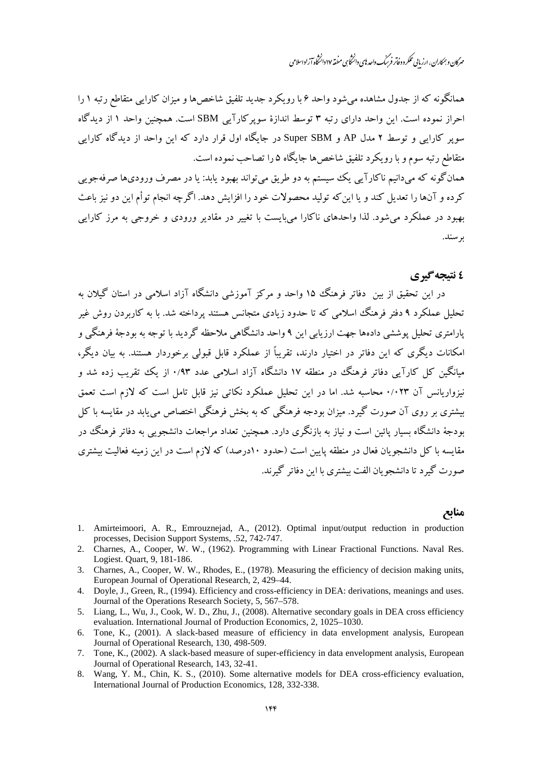همانگونه که از جدول مشاهده می‌شود واحد ۶ با رویکرد جدید تلفیق شاخص‌ها و میزان کارایی متقاطع رتبه ۱ را احراز نموده است. این واحد دارای رتبه ۳ توسط اندازهٔ سوپرکارآیی SBM است. همچنین واحد ۱ از دیدگاه سوپر کارایی و توسط ۲ مدل AP و Super SBM در جایگاه اول قرار دارد که این واحد از دیدگاه کارایی متقاطع رتبه سوم و با رویکرد تلفیق شاخص‌ها جایگاه ۵ را تصاحب نموده است.

همان‌گونه که می‌دانیم ناکارآیی یک سیستم به دو طریق می‌تواند بهبود یابد: یا در مصرف ورودی‌ها صرفه‌جویی کرده و آن‌ها را تعدیل کند و یا این‌که تولید محصولات خود را افزایش دهد. اگرچه انجام توأم این دو نیز باعث بهبود در عملکرد می‌شود. لذا واحدهای ناکارا می‌بایست با تغییر در مقادیر ورودی و خروجی به مرز کارایی برسند.

## ٤ نتیجه‌گیری

در این تحقیق از بین دفاتر فرهنگ ۱۵ واحد و مرکز آموزشی دانشگاه آزاد اسلامی در استان گیلان به تحلیل عملکرد ۹ دفتر فرهنگ اسلامی که تا حدود زیادی متجانس هستند پرداخته شد. با به کاربردن روش غیر پارامتری تحلیل پوششی داده‌ها جهت ارزیابی این ۹ واحد دانشگاهی ملاحظه گردید با توجه به بودجهٔ فرهنگی و امکانات دیگری که این دفاتر در اختیار دارند، تقریباً از عملکرد قابل قبولی برخوردار هستند. به بیان دیگر، میانگین کل کارآیی دفاتر فرهنگ در منطقه ۱۷ دانشگاه آزاد اسلامی عدد ۰/۹۳ از یک تقریب زده شد و نیزواریانس آن ۰/۰۲۳ محاسبه شد. اما در این تحلیل عملکرد نکاتی نیز قابل تامل است که لازم است تعمق بیشتری بر روی آن صورت گیرد. میزان بودجه فرهنگی که به بخش فرهنگی اختصاص می‌یابد در مقایسه با کل بودجهٔ دانشگاه بسیار پائین است و نیاز به بازنگری دارد. همچنین تعداد مراجعات دانشجویی به دفاتر فرهنگ در مقایسه با کل دانشجویان فعال در منطقه پایین است (حدود ۱۰درصد) که لازم است در این زمینه فعالیت بیشتری صورت گیرد تا دانشجویان الفت بیشتری با این دفاتر گیرند.

## منابع

1. Amirteimoori, A. R., Emrouznejad, A., (2012). Optimal input/output reduction in production processes, Decision Support Systems, .52, 742-747.
2. Charnes, A., Cooper, W. W., (1962). Programming with Linear Fractional Functions. Naval Res. Logiest. Quart, 9, 181-186.
3. Charnes, A., Cooper, W. W., Rhodes, E., (1978). Measuring the efficiency of decision making units, European Journal of Operational Research, 2, 429–44.
4. Doyle, J., Green, R., (1994). Efficiency and cross-efficiency in DEA: derivations, meanings and uses. Journal of the Operations Research Society, 5, 567–578.
5. Liang, L., Wu, J., Cook, W. D., Zhu, J., (2008). Alternative secondary goals in DEA cross efficiency evaluation. International Journal of Production Economics, 2, 1025–1030.
6. Tone, K., (2001). A slack-based measure of efficiency in data envelopment analysis, European Journal of Operational Research, 130, 498-509.
7. Tone, K., (2002). A slack-based measure of super-efficiency in data envelopment analysis, European Journal of Operational Research, 143, 32-41.
8. Wang, Y. M., Chin, K. S., (2010). Some alternative models for DEA cross-efficiency evaluation, International Journal of Production Economics, 128, 332-338.